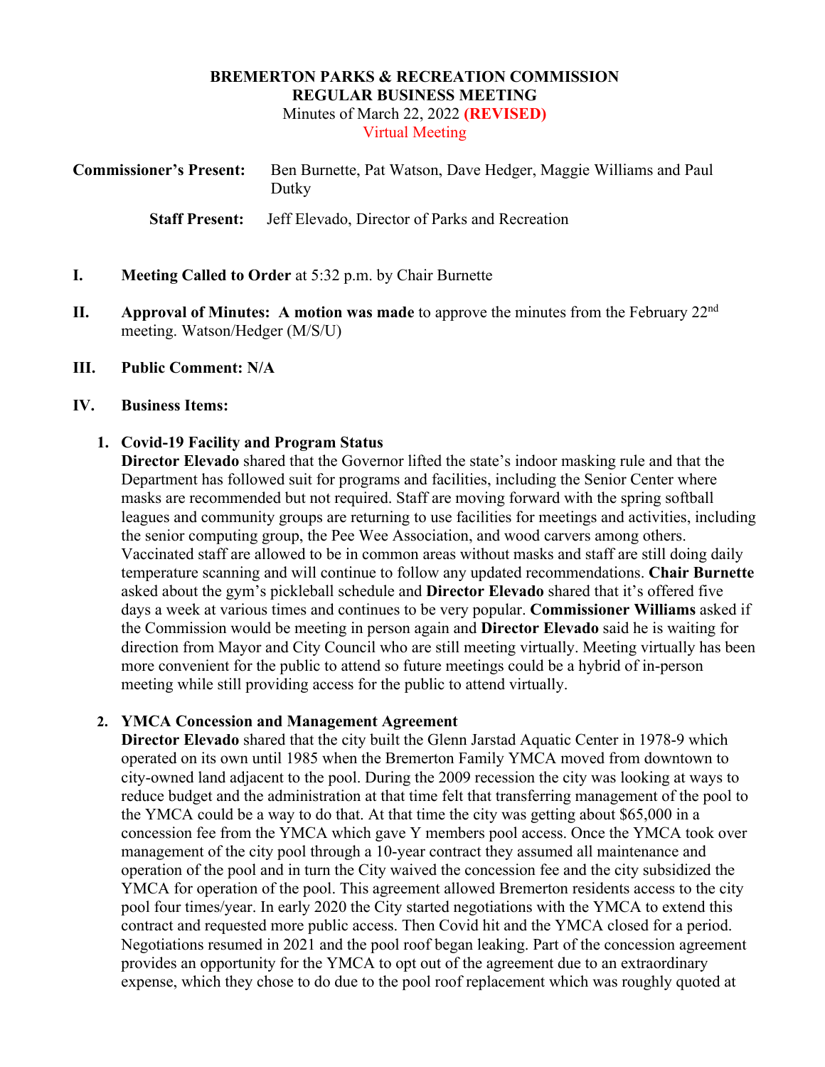**BREMERTON PARKS & RECREATION COMMISSION**
**REGULAR BUSINESS MEETING**
Minutes of March 22, 2022 **(REVISED)**
Virtual Meeting

**Commissioner's Present:** Ben Burnette, Pat Watson, Dave Hedger, Maggie Williams and Paul Dutky

**Staff Present:** Jeff Elevado, Director of Parks and Recreation

**I. Meeting Called to Order** at 5:32 p.m. by Chair Burnette

**II. Approval of Minutes: A motion was made** to approve the minutes from the February 22nd meeting. Watson/Hedger (M/S/U)

**III. Public Comment: N/A**

**IV. Business Items:**

**1. Covid-19 Facility and Program Status**

**Director Elevado** shared that the Governor lifted the state's indoor masking rule and that the Department has followed suit for programs and facilities, including the Senior Center where masks are recommended but not required. Staff are moving forward with the spring softball leagues and community groups are returning to use facilities for meetings and activities, including the senior computing group, the Pee Wee Association, and wood carvers among others. Vaccinated staff are allowed to be in common areas without masks and staff are still doing daily temperature scanning and will continue to follow any updated recommendations. **Chair Burnette** asked about the gym's pickleball schedule and **Director Elevado** shared that it's offered five days a week at various times and continues to be very popular. **Commissioner Williams** asked if the Commission would be meeting in person again and **Director Elevado** said he is waiting for direction from Mayor and City Council who are still meeting virtually. Meeting virtually has been more convenient for the public to attend so future meetings could be a hybrid of in-person meeting while still providing access for the public to attend virtually.

**2. YMCA Concession and Management Agreement**

**Director Elevado** shared that the city built the Glenn Jarstad Aquatic Center in 1978-9 which operated on its own until 1985 when the Bremerton Family YMCA moved from downtown to city-owned land adjacent to the pool. During the 2009 recession the city was looking at ways to reduce budget and the administration at that time felt that transferring management of the pool to the YMCA could be a way to do that. At that time the city was getting about $65,000 in a concession fee from the YMCA which gave Y members pool access. Once the YMCA took over management of the city pool through a 10-year contract they assumed all maintenance and operation of the pool and in turn the City waived the concession fee and the city subsidized the YMCA for operation of the pool. This agreement allowed Bremerton residents access to the city pool four times/year. In early 2020 the City started negotiations with the YMCA to extend this contract and requested more public access. Then Covid hit and the YMCA closed for a period. Negotiations resumed in 2021 and the pool roof began leaking. Part of the concession agreement provides an opportunity for the YMCA to opt out of the agreement due to an extraordinary expense, which they chose to do due to the pool roof replacement which was roughly quoted at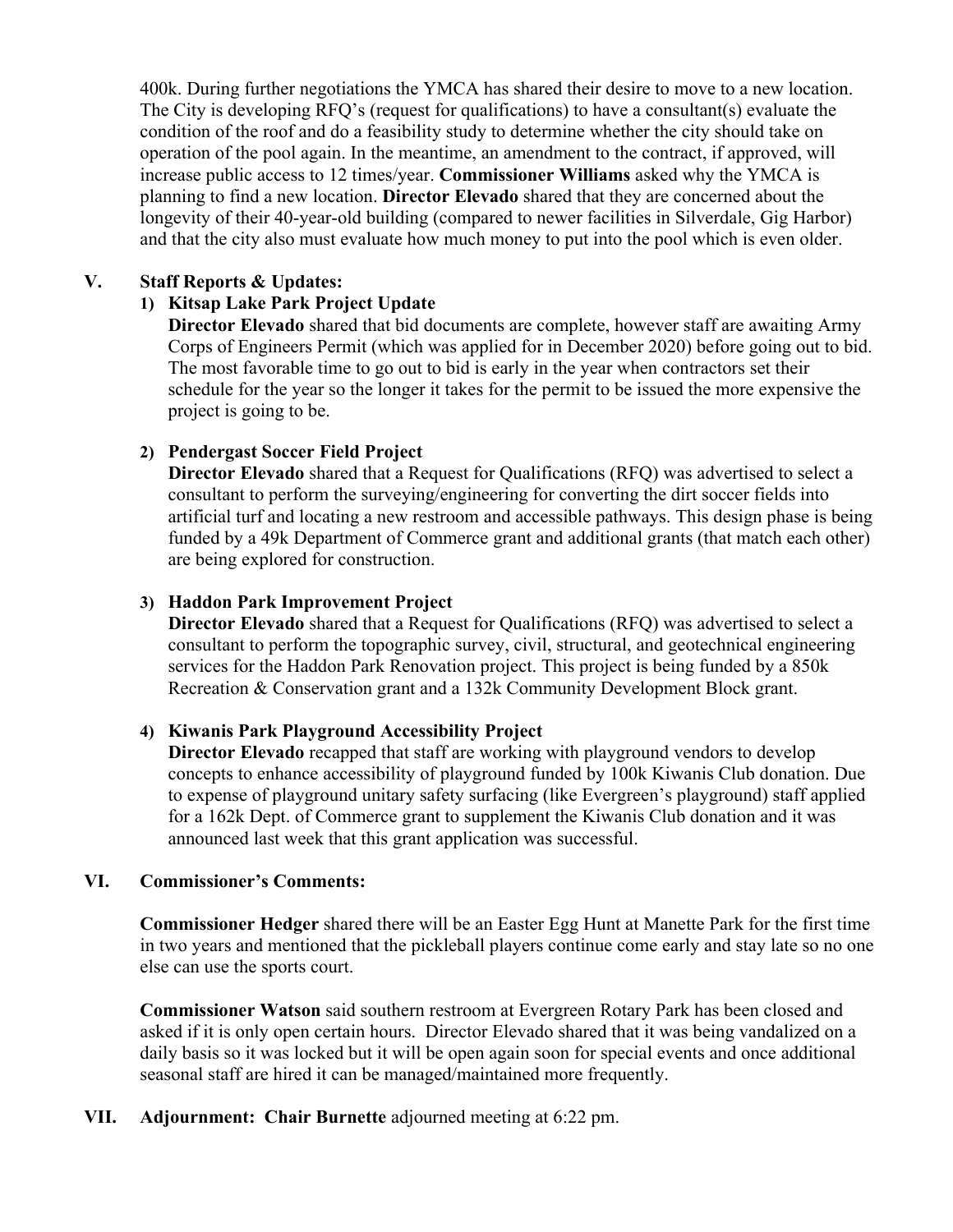400k. During further negotiations the YMCA has shared their desire to move to a new location. The City is developing RFQ's (request for qualifications) to have a consultant(s) evaluate the condition of the roof and do a feasibility study to determine whether the city should take on operation of the pool again. In the meantime, an amendment to the contract, if approved, will increase public access to 12 times/year. **Commissioner Williams** asked why the YMCA is planning to find a new location. **Director Elevado** shared that they are concerned about the longevity of their 40-year-old building (compared to newer facilities in Silverdale, Gig Harbor) and that the city also must evaluate how much money to put into the pool which is even older.

## V. Staff Reports & Updates:

### 1) Kitsap Lake Park Project Update

**Director Elevado** shared that bid documents are complete, however staff are awaiting Army Corps of Engineers Permit (which was applied for in December 2020) before going out to bid. The most favorable time to go out to bid is early in the year when contractors set their schedule for the year so the longer it takes for the permit to be issued the more expensive the project is going to be.

### 2) Pendergast Soccer Field Project

**Director Elevado** shared that a Request for Qualifications (RFQ) was advertised to select a consultant to perform the surveying/engineering for converting the dirt soccer fields into artificial turf and locating a new restroom and accessible pathways. This design phase is being funded by a 49k Department of Commerce grant and additional grants (that match each other) are being explored for construction.

### 3) Haddon Park Improvement Project

**Director Elevado** shared that a Request for Qualifications (RFQ) was advertised to select a consultant to perform the topographic survey, civil, structural, and geotechnical engineering services for the Haddon Park Renovation project. This project is being funded by a 850k Recreation & Conservation grant and a 132k Community Development Block grant.

### 4) Kiwanis Park Playground Accessibility Project

**Director Elevado** recapped that staff are working with playground vendors to develop concepts to enhance accessibility of playground funded by 100k Kiwanis Club donation. Due to expense of playground unitary safety surfacing (like Evergreen's playground) staff applied for a 162k Dept. of Commerce grant to supplement the Kiwanis Club donation and it was announced last week that this grant application was successful.

## VI. Commissioner's Comments:

**Commissioner Hedger** shared there will be an Easter Egg Hunt at Manette Park for the first time in two years and mentioned that the pickleball players continue come early and stay late so no one else can use the sports court.

**Commissioner Watson** said southern restroom at Evergreen Rotary Park has been closed and asked if it is only open certain hours. Director Elevado shared that it was being vandalized on a daily basis so it was locked but it will be open again soon for special events and once additional seasonal staff are hired it can be managed/maintained more frequently.

## VII. Adjournment: **Chair Burnette** adjourned meeting at 6:22 pm.